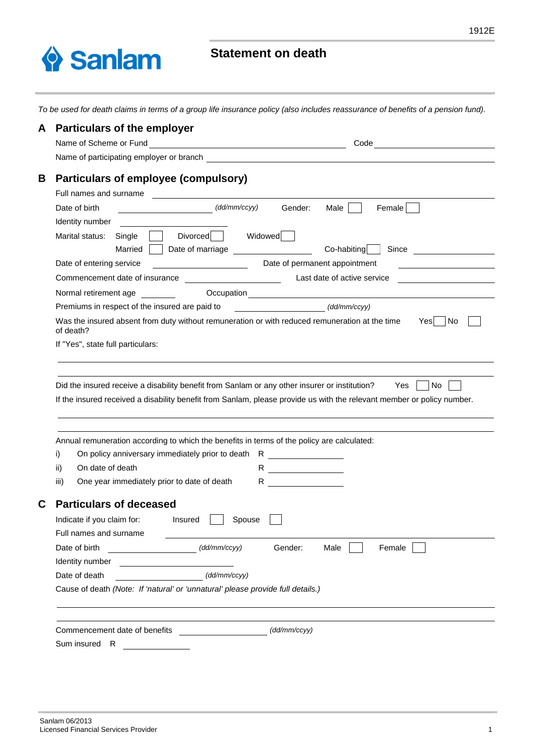1912E

Sanlam

# Statement on death

*To be used for death claims in terms of a group life insurance policy (also includes reassurance of benefits of a pension fund).*

## A Particulars of the employer

Name of Scheme or Fund \_\_\_\_\_\_\_\_\_\_\_\_\_\_\_\_\_\_\_\_ Code \_\_\_\_\_\_\_\_\_\_

Name of participating employer or branch \_\_\_\_\_\_\_\_\_\_\_\_\_\_\_\_\_\_\_\_

## B Particulars of employee (compulsory)

Full names and surname \_\_\_\_\_\_\_\_\_\_\_\_\_\_\_\_\_\_\_\_

Date of birth \_\_\_\_\_\_\_\_\_\_ *(dd/mm/ccyy)* Gender: Male ☐ Female ☐

Identity number \_\_\_\_\_\_\_\_\_\_

Marital status: Single ☐ Divorced ☐ Widowed ☐

Married ☐ Date of marriage \_\_\_\_\_\_\_\_\_\_ Co-habiting ☐ Since \_\_\_\_\_\_\_\_\_\_

Date of entering service \_\_\_\_\_\_\_\_\_\_ Date of permanent appointment \_\_\_\_\_\_\_\_\_\_

Commencement date of insurance \_\_\_\_\_\_\_\_\_\_ Last date of active service \_\_\_\_\_\_\_\_\_\_

Normal retirement age \_\_\_\_\_ Occupation \_\_\_\_\_\_\_\_\_\_

Premiums in respect of the insured are paid to \_\_\_\_\_\_\_\_\_\_ *(dd/mm/ccyy)*

Was the insured absent from duty without remuneration or with reduced remuneration at the time of death? Yes ☐ No ☐

If "Yes", state full particulars:

\_\_\_\_\_\_\_\_\_\_\_\_\_\_\_\_\_\_\_\_

\_\_\_\_\_\_\_\_\_\_\_\_\_\_\_\_\_\_\_\_

Did the insured receive a disability benefit from Sanlam or any other insurer or institution? Yes ☐ No ☐

If the insured received a disability benefit from Sanlam, please provide us with the relevant member or policy number.

\_\_\_\_\_\_\_\_\_\_\_\_\_\_\_\_\_\_\_\_

\_\_\_\_\_\_\_\_\_\_\_\_\_\_\_\_\_\_\_\_

Annual remuneration according to which the benefits in terms of the policy are calculated:

i) On policy anniversary immediately prior to death R \_\_\_\_\_\_\_\_\_\_

ii) On date of death R \_\_\_\_\_\_\_\_\_\_

iii) One year immediately prior to date of death R \_\_\_\_\_\_\_\_\_\_

## C Particulars of deceased

Indicate if you claim for: Insured ☐ Spouse ☐

Full names and surname \_\_\_\_\_\_\_\_\_\_\_\_\_\_\_\_\_\_\_\_

Date of birth \_\_\_\_\_\_\_\_\_\_ *(dd/mm/ccyy)* Gender: Male ☐ Female ☐

Identity number \_\_\_\_\_\_\_\_\_\_

Date of death \_\_\_\_\_\_\_\_\_\_ *(dd/mm/ccyy)*

Cause of death *(Note: If 'natural' or 'unnatural' please provide full details.)*

\_\_\_\_\_\_\_\_\_\_\_\_\_\_\_\_\_\_\_\_

\_\_\_\_\_\_\_\_\_\_\_\_\_\_\_\_\_\_\_\_

Commencement date of benefits \_\_\_\_\_\_\_\_\_\_ *(dd/mm/ccyy)*

Sum insured R \_\_\_\_\_\_\_\_\_\_

Sanlam 06/2013
Licensed Financial Services Provider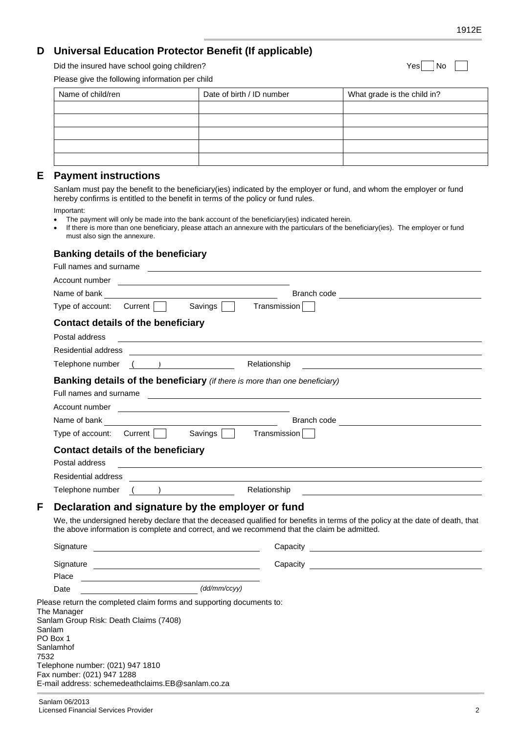## D Universal Education Protector Benefit (If applicable)

Did the insured have school going children? Yes ☐ No ☐

Please give the following information per child

| Name of child/ren | Date of birth / ID number | What grade is the child in? |
|---|---|---|
| | | |
| | | |
| | | |
| | | |
| | | |

## E Payment instructions

Sanlam must pay the benefit to the beneficiary(ies) indicated by the employer or fund, and whom the employer or fund hereby confirms is entitled to the benefit in terms of the policy or fund rules.

Important:

- The payment will only be made into the bank account of the beneficiary(ies) indicated herein.
- If there is more than one beneficiary, please attach an annexure with the particulars of the beneficiary(ies). The employer or fund must also sign the annexure.

### Banking details of the beneficiary

Full names and surname ____________________

Account number ____________________

Name of bank ____________________ Branch code ____________________

Type of account: Current ☐ Savings ☐ Transmission ☐

### Contact details of the beneficiary

Postal address ____________________

Residential address ____________________

Telephone number ( ) ____________________ Relationship ____________________

### Banking details of the beneficiary *(if there is more than one beneficiary)*

Full names and surname ____________________

Account number ____________________

Name of bank ____________________ Branch code ____________________

Type of account: Current ☐ Savings ☐ Transmission ☐

### Contact details of the beneficiary

Postal address ____________________

Residential address ____________________

Telephone number ( ) ____________________ Relationship ____________________

## F Declaration and signature by the employer or fund

We, the undersigned hereby declare that the deceased qualified for benefits in terms of the policy at the date of death, that the above information is complete and correct, and we recommend that the claim be admitted.

Signature ____________________ Capacity ____________________

Signature ____________________ Capacity ____________________

Place ____________________

Date ____________________ *(dd/mm/ccyy)*

Please return the completed claim forms and supporting documents to:
The Manager
Sanlam Group Risk: Death Claims (7408)
Sanlam
PO Box 1
Sanlamhof
7532
Telephone number: (021) 947 1810
Fax number: (021) 947 1288
E-mail address: schemedeathclaims.EB@sanlam.co.za

Sanlam 06/2013
Licensed Financial Services Provider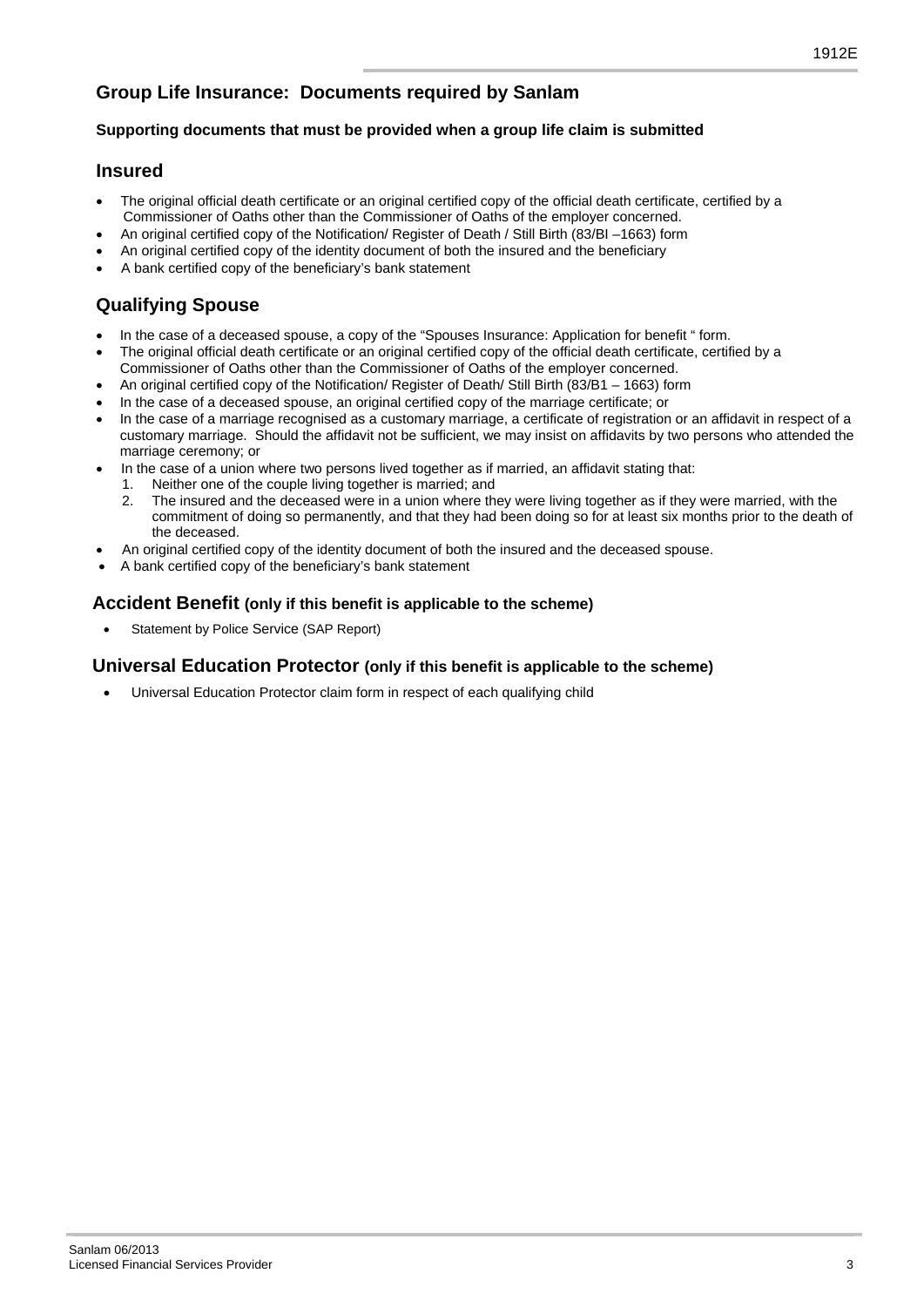# Group Life Insurance: Documents required by Sanlam

**Supporting documents that must be provided when a group life claim is submitted**

## Insured

- The original official death certificate or an original certified copy of the official death certificate, certified by a Commissioner of Oaths other than the Commissioner of Oaths of the employer concerned.
- An original certified copy of the Notification/ Register of Death / Still Birth (83/BI –1663) form
- An original certified copy of the identity document of both the insured and the beneficiary
- A bank certified copy of the beneficiary's bank statement

## Qualifying Spouse

- In the case of a deceased spouse, a copy of the "Spouses Insurance: Application for benefit " form.
- The original official death certificate or an original certified copy of the official death certificate, certified by a Commissioner of Oaths other than the Commissioner of Oaths of the employer concerned.
- An original certified copy of the Notification/ Register of Death/ Still Birth (83/B1 – 1663) form
- In the case of a deceased spouse, an original certified copy of the marriage certificate; or
- In the case of a marriage recognised as a customary marriage, a certificate of registration or an affidavit in respect of a customary marriage. Should the affidavit not be sufficient, we may insist on affidavits by two persons who attended the marriage ceremony; or
- In the case of a union where two persons lived together as if married, an affidavit stating that:
  1. Neither one of the couple living together is married; and
  2. The insured and the deceased were in a union where they were living together as if they were married, with the commitment of doing so permanently, and that they had been doing so for at least six months prior to the death of the deceased.
- An original certified copy of the identity document of both the insured and the deceased spouse.
- A bank certified copy of the beneficiary's bank statement

## Accident Benefit **(only if this benefit is applicable to the scheme)**

- Statement by Police Service (SAP Report)

## Universal Education Protector **(only if this benefit is applicable to the scheme)**

- Universal Education Protector claim form in respect of each qualifying child